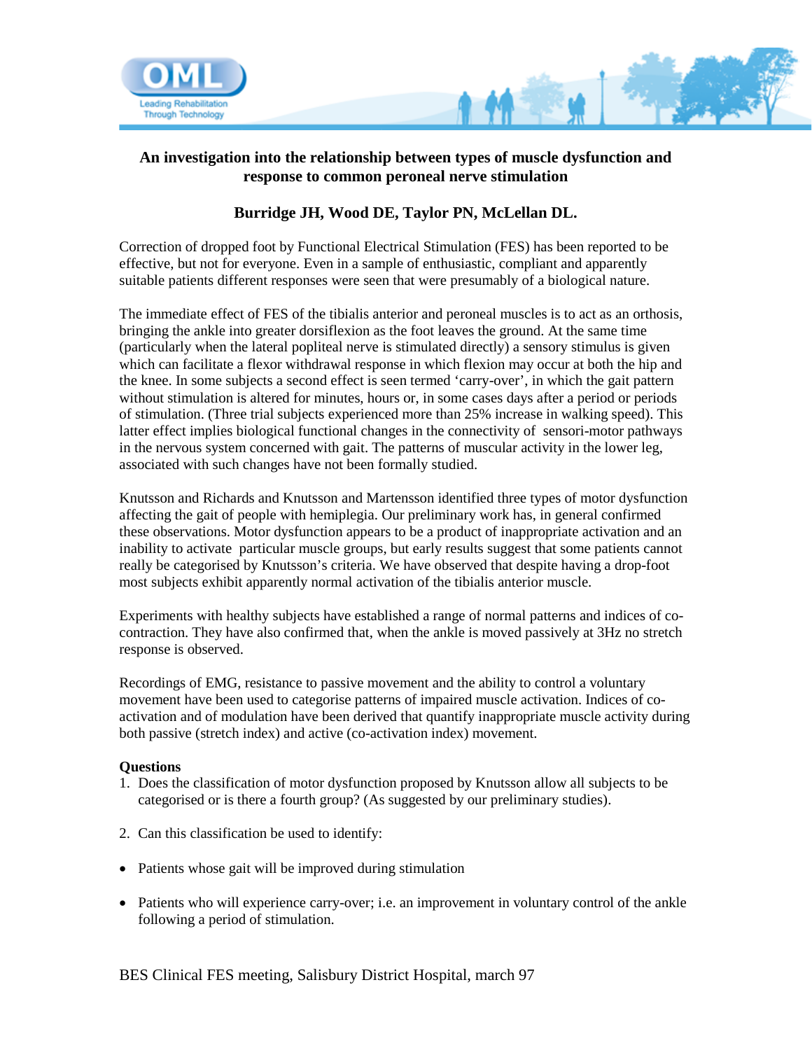# An investigation into the relationship between types of muscle dysfunction and response to common peroneal nerve stimulation

**Burridge JH, Wood DE, Taylor PN, McLellan DL.**

Correction of dropped foot by Functional Electrical Stimulation (FES) has been reported to be effective, but not for everyone. Even in a sample of enthusiastic, compliant and apparently suitable patients different responses were seen that were presumably of a biological nature.

The immediate effect of FES of the tibialis anterior and peroneal muscles is to act as an orthosis, bringing the ankle into greater dorsiflexion as the foot leaves the ground. At the same time (particularly when the lateral popliteal nerve is stimulated directly) a sensory stimulus is given which can facilitate a flexor withdrawal response in which flexion may occur at both the hip and the knee. In some subjects a second effect is seen termed 'carry-over', in which the gait pattern without stimulation is altered for minutes, hours or, in some cases days after a period or periods of stimulation. (Three trial subjects experienced more than 25% increase in walking speed). This latter effect implies biological functional changes in the connectivity of sensori-motor pathways in the nervous system concerned with gait. The patterns of muscular activity in the lower leg, associated with such changes have not been formally studied.

Knutsson and Richards and Knutsson and Martensson identified three types of motor dysfunction affecting the gait of people with hemiplegia. Our preliminary work has, in general confirmed these observations. Motor dysfunction appears to be a product of inappropriate activation and an inability to activate particular muscle groups, but early results suggest that some patients cannot really be categorised by Knutsson's criteria. We have observed that despite having a drop-foot most subjects exhibit apparently normal activation of the tibialis anterior muscle.

Experiments with healthy subjects have established a range of normal patterns and indices of co-contraction. They have also confirmed that, when the ankle is moved passively at 3Hz no stretch response is observed.

Recordings of EMG, resistance to passive movement and the ability to control a voluntary movement have been used to categorise patterns of impaired muscle activation. Indices of co-activation and of modulation have been derived that quantify inappropriate muscle activity during both passive (stretch index) and active (co-activation index) movement.

**Questions**

1. Does the classification of motor dysfunction proposed by Knutsson allow all subjects to be categorised or is there a fourth group? (As suggested by our preliminary studies).

2. Can this classification be used to identify:

- Patients whose gait will be improved during stimulation

- Patients who will experience carry-over; i.e. an improvement in voluntary control of the ankle following a period of stimulation.

BES Clinical FES meeting, Salisbury District Hospital, march 97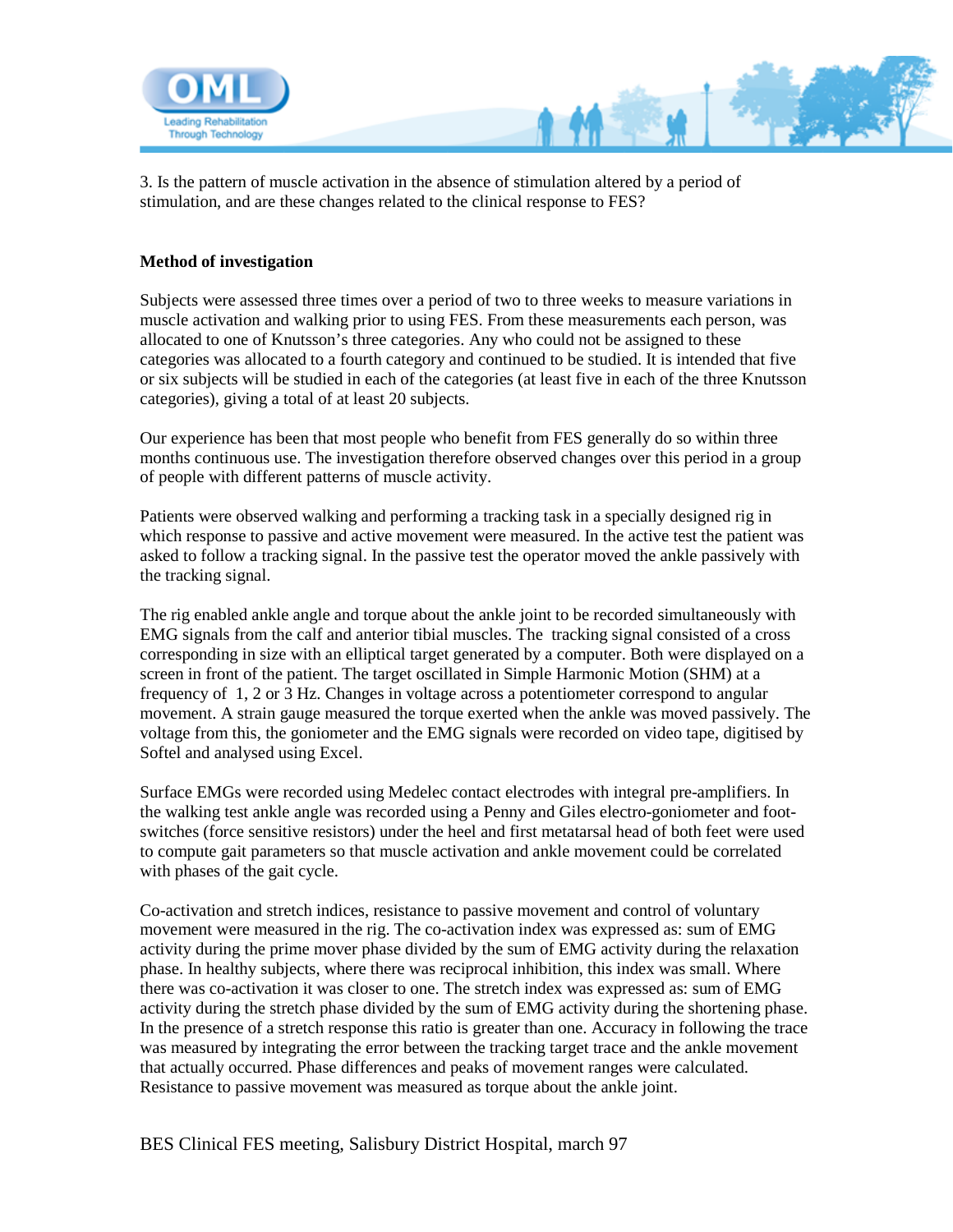3. Is the pattern of muscle activation in the absence of stimulation altered by a period of stimulation, and are these changes related to the clinical response to FES?

**Method of investigation**

Subjects were assessed three times over a period of two to three weeks to measure variations in muscle activation and walking prior to using FES. From these measurements each person, was allocated to one of Knutsson's three categories. Any who could not be assigned to these categories was allocated to a fourth category and continued to be studied. It is intended that five or six subjects will be studied in each of the categories (at least five in each of the three Knutsson categories), giving a total of at least 20 subjects.

Our experience has been that most people who benefit from FES generally do so within three months continuous use. The investigation therefore observed changes over this period in a group of people with different patterns of muscle activity.

Patients were observed walking and performing a tracking task in a specially designed rig in which response to passive and active movement were measured. In the active test the patient was asked to follow a tracking signal. In the passive test the operator moved the ankle passively with the tracking signal.

The rig enabled ankle angle and torque about the ankle joint to be recorded simultaneously with EMG signals from the calf and anterior tibial muscles. The tracking signal consisted of a cross corresponding in size with an elliptical target generated by a computer. Both were displayed on a screen in front of the patient. The target oscillated in Simple Harmonic Motion (SHM) at a frequency of 1, 2 or 3 Hz. Changes in voltage across a potentiometer correspond to angular movement. A strain gauge measured the torque exerted when the ankle was moved passively. The voltage from this, the goniometer and the EMG signals were recorded on video tape, digitised by Softel and analysed using Excel.

Surface EMGs were recorded using Medelec contact electrodes with integral pre-amplifiers. In the walking test ankle angle was recorded using a Penny and Giles electro-goniometer and foot-switches (force sensitive resistors) under the heel and first metatarsal head of both feet were used to compute gait parameters so that muscle activation and ankle movement could be correlated with phases of the gait cycle.

Co-activation and stretch indices, resistance to passive movement and control of voluntary movement were measured in the rig. The co-activation index was expressed as: sum of EMG activity during the prime mover phase divided by the sum of EMG activity during the relaxation phase. In healthy subjects, where there was reciprocal inhibition, this index was small. Where there was co-activation it was closer to one. The stretch index was expressed as: sum of EMG activity during the stretch phase divided by the sum of EMG activity during the shortening phase. In the presence of a stretch response this ratio is greater than one. Accuracy in following the trace was measured by integrating the error between the tracking target trace and the ankle movement that actually occurred. Phase differences and peaks of movement ranges were calculated. Resistance to passive movement was measured as torque about the ankle joint.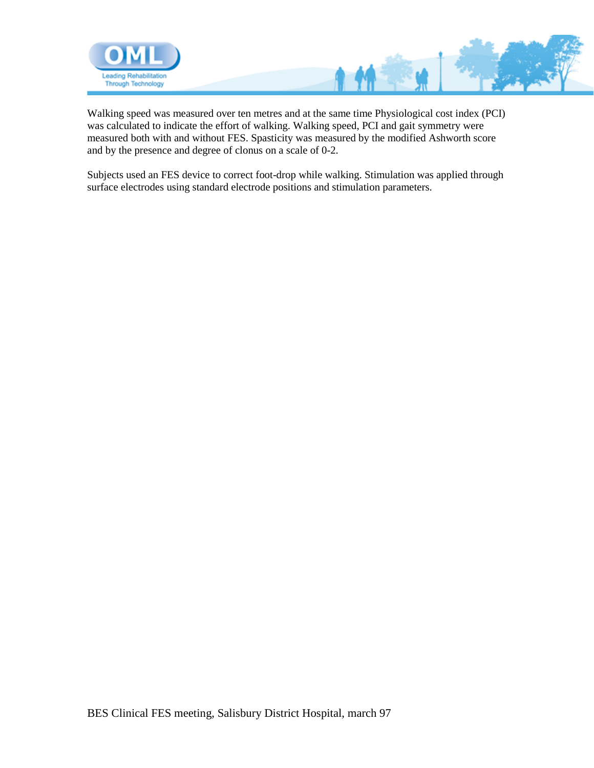Walking speed was measured over ten metres and at the same time Physiological cost index (PCI) was calculated to indicate the effort of walking. Walking speed, PCI and gait symmetry were measured both with and without FES. Spasticity was measured by the modified Ashworth score and by the presence and degree of clonus on a scale of 0-2.

Subjects used an FES device to correct foot-drop while walking. Stimulation was applied through surface electrodes using standard electrode positions and stimulation parameters.